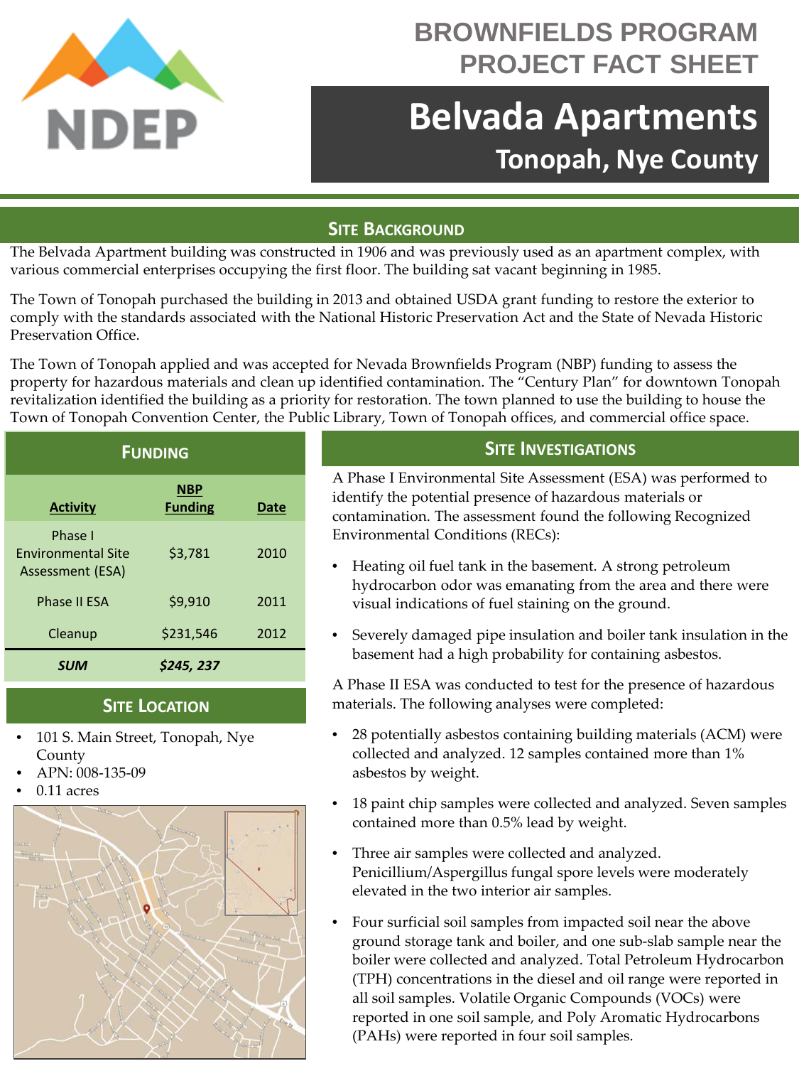# BROWNFIELDS PROGRAM PROJECT FACT SHEET

# Belvada Apartments

## Tonopah, Nye County

## SITE BACKGROUND

The Belvada Apartment building was constructed in 1906 and was previously used as an apartment complex, with various commercial enterprises occupying the first floor. The building sat vacant beginning in 1985.

The Town of Tonopah purchased the building in 2013 and obtained USDA grant funding to restore the exterior to comply with the standards associated with the National Historic Preservation Act and the State of Nevada Historic Preservation Office.

The Town of Tonopah applied and was accepted for Nevada Brownfields Program (NBP) funding to assess the property for hazardous materials and clean up identified contamination. The "Century Plan" for downtown Tonopah revitalization identified the building as a priority for restoration. The town planned to use the building to house the Town of Tonopah Convention Center, the Public Library, Town of Tonopah offices, and commercial office space.

## FUNDING

| Activity | NBP Funding | Date |
|---|---|---|
| Phase I Environmental Site Assessment (ESA) | $3,781 | 2010 |
| Phase II ESA | $9,910 | 2011 |
| Cleanup | $231,546 | 2012 |
| ***SUM*** | ***$245, 237*** | |

## SITE LOCATION

- 101 S. Main Street, Tonopah, Nye County
- APN: 008-135-09
- 0.11 acres

## SITE INVESTIGATIONS

A Phase I Environmental Site Assessment (ESA) was performed to identify the potential presence of hazardous materials or contamination. The assessment found the following Recognized Environmental Conditions (RECs):

- Heating oil fuel tank in the basement. A strong petroleum hydrocarbon odor was emanating from the area and there were visual indications of fuel staining on the ground.
- Severely damaged pipe insulation and boiler tank insulation in the basement had a high probability for containing asbestos.

A Phase II ESA was conducted to test for the presence of hazardous materials. The following analyses were completed:

- 28 potentially asbestos containing building materials (ACM) were collected and analyzed. 12 samples contained more than 1% asbestos by weight.
- 18 paint chip samples were collected and analyzed. Seven samples contained more than 0.5% lead by weight.
- Three air samples were collected and analyzed. Penicillium/Aspergillus fungal spore levels were moderately elevated in the two interior air samples.
- Four surficial soil samples from impacted soil near the above ground storage tank and boiler, and one sub-slab sample near the boiler were collected and analyzed. Total Petroleum Hydrocarbon (TPH) concentrations in the diesel and oil range were reported in all soil samples. Volatile Organic Compounds (VOCs) were reported in one soil sample, and Poly Aromatic Hydrocarbons (PAHs) were reported in four soil samples.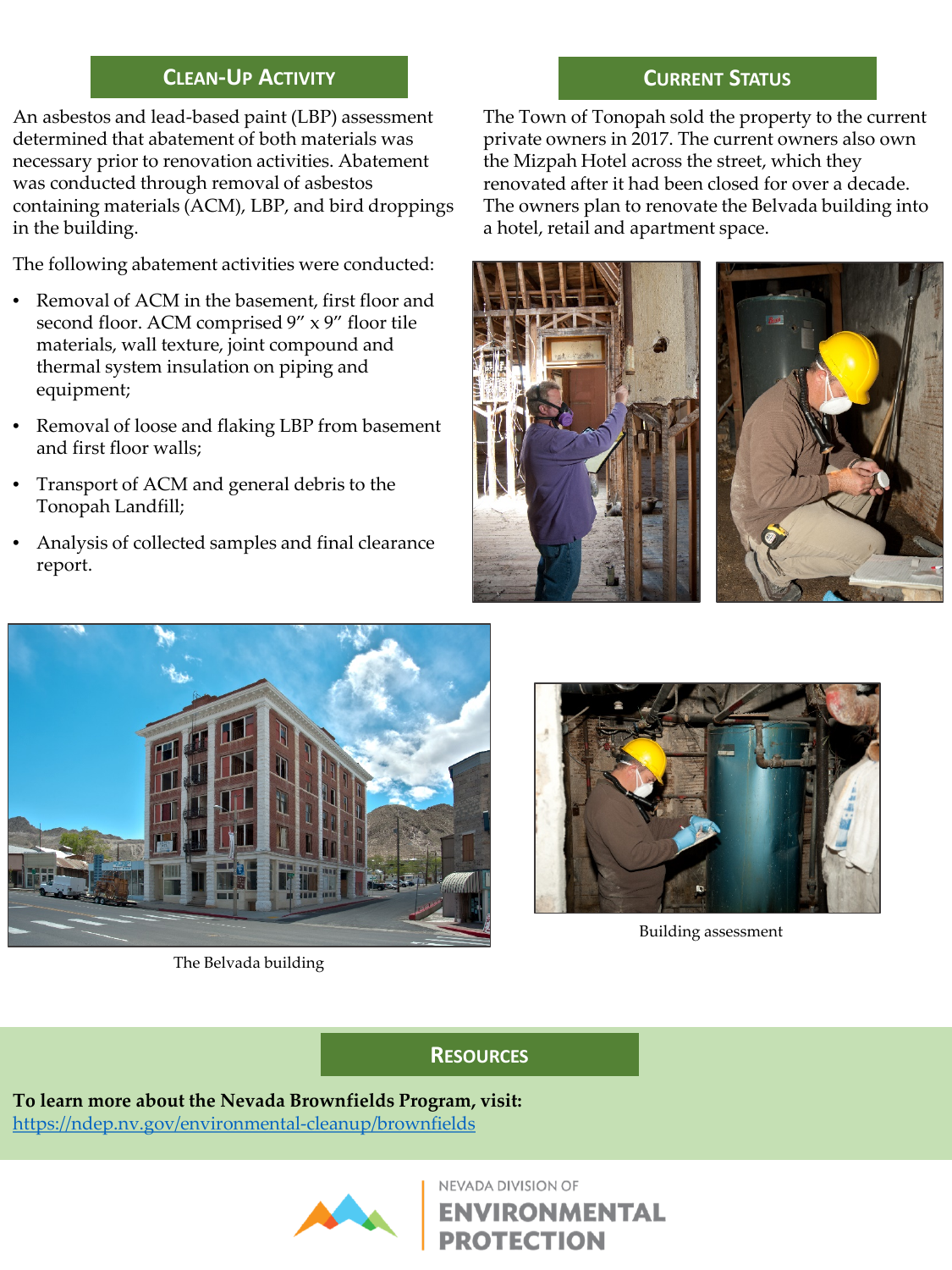## Clean-Up Activity

An asbestos and lead-based paint (LBP) assessment determined that abatement of both materials was necessary prior to renovation activities. Abatement was conducted through removal of asbestos containing materials (ACM), LBP, and bird droppings in the building.

The following abatement activities were conducted:

- Removal of ACM in the basement, first floor and second floor. ACM comprised 9" x 9" floor tile materials, wall texture, joint compound and thermal system insulation on piping and equipment;
- Removal of loose and flaking LBP from basement and first floor walls;
- Transport of ACM and general debris to the Tonopah Landfill;
- Analysis of collected samples and final clearance report.

## Current Status

The Town of Tonopah sold the property to the current private owners in 2017. The current owners also own the Mizpah Hotel across the street, which they renovated after it had been closed for over a decade. The owners plan to renovate the Belvada building into a hotel, retail and apartment space.

The Belvada building

Building assessment

## Resources

**To learn more about the Nevada Brownfields Program, visit:**
https://ndep.nv.gov/environmental-cleanup/brownfields

NEVADA DIVISION OF ENVIRONMENTAL PROTECTION